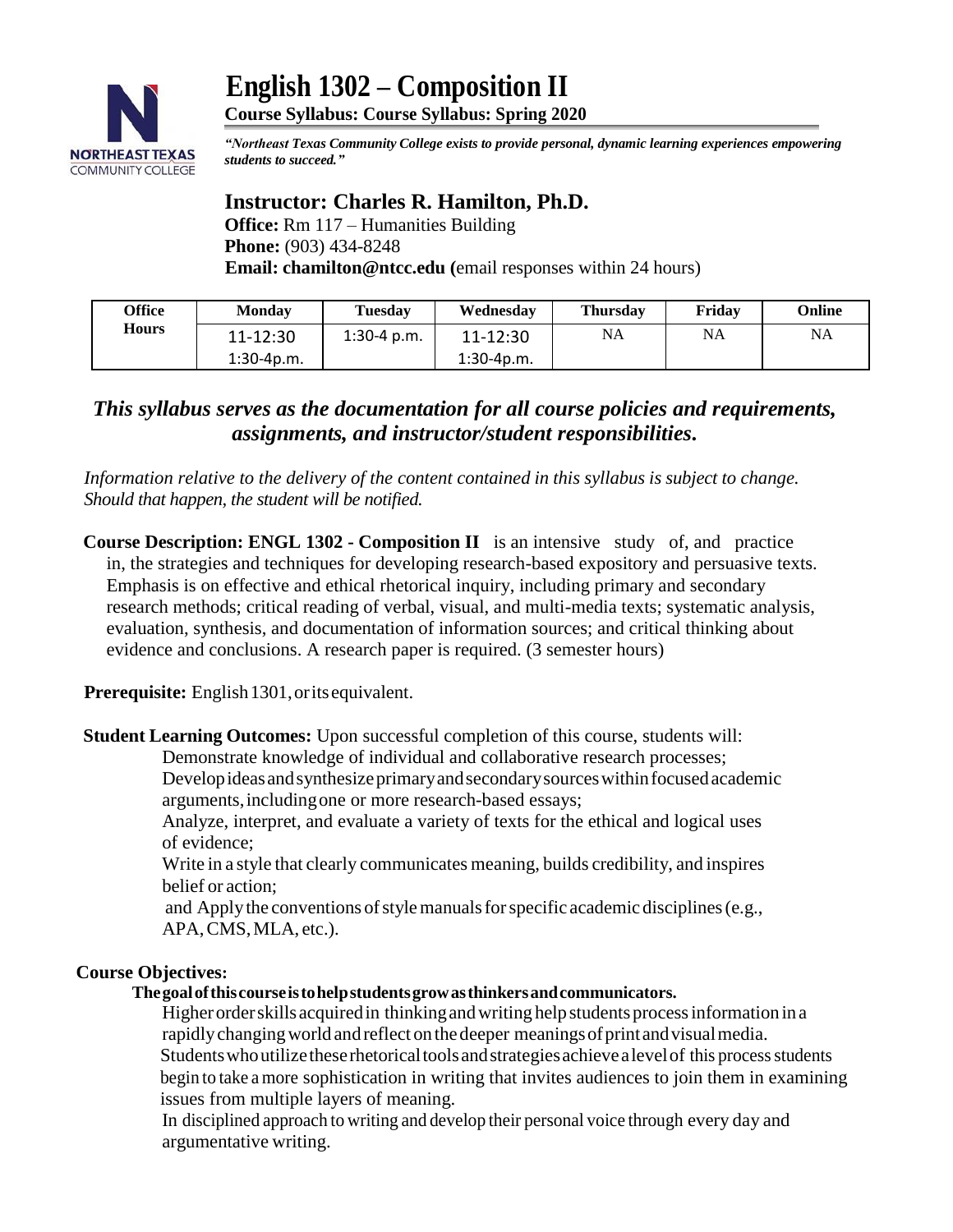# English 1302 – Composition II

**Course Syllabus: Course Syllabus: Spring 2020**

*"Northeast Texas Community College exists to provide personal, dynamic learning experiences empowering students to succeed."*

## Instructor: Charles R. Hamilton, Ph.D.

**Office:** Rm 117 – Humanities Building
**Phone:** (903) 434-8248
**Email: chamilton@ntcc.edu (**email responses within 24 hours)

| Office Hours | Monday | Tuesday | Wednesday | Thursday | Friday | Online |
|---|---|---|---|---|---|---|
| | 11-12:30<br>1:30-4p.m. | 1:30-4 p.m. | 11-12:30<br>1:30-4p.m. | NA | NA | NA |

### *This syllabus serves as the documentation for all course policies and requirements, assignments, and instructor/student responsibilities.*

*Information relative to the delivery of the content contained in this syllabus is subject to change. Should that happen, the student will be notified.*

**Course Description: ENGL 1302 - Composition II** is an intensive study of, and practice in, the strategies and techniques for developing research-based expository and persuasive texts. Emphasis is on effective and ethical rhetorical inquiry, including primary and secondary research methods; critical reading of verbal, visual, and multi-media texts; systematic analysis, evaluation, synthesis, and documentation of information sources; and critical thinking about evidence and conclusions. A research paper is required. (3 semester hours)

**Prerequisite:** English 1301, or its equivalent.

**Student Learning Outcomes:** Upon successful completion of this course, students will:

Demonstrate knowledge of individual and collaborative research processes;
Develop ideas and synthesize primary and secondary sources within focused academic arguments, including one or more research-based essays;
Analyze, interpret, and evaluate a variety of texts for the ethical and logical uses of evidence;
Write in a style that clearly communicates meaning, builds credibility, and inspires belief or action;
and Apply the conventions of style manuals for specific academic disciplines (e.g., APA, CMS, MLA, etc.).

**Course Objectives:**

**The goal of this course is to help students grow as thinkers and communicators.**

Higher order skills acquired in thinking and writing help students process information in a rapidly changing world and reflect on the deeper meanings of print and visual media.
Students who utilize these rhetorical tools and strategies achieve a level of this process students begin to take a more sophistication in writing that invites audiences to join them in examining issues from multiple layers of meaning.
In disciplined approach to writing and develop their personal voice through every day and argumentative writing.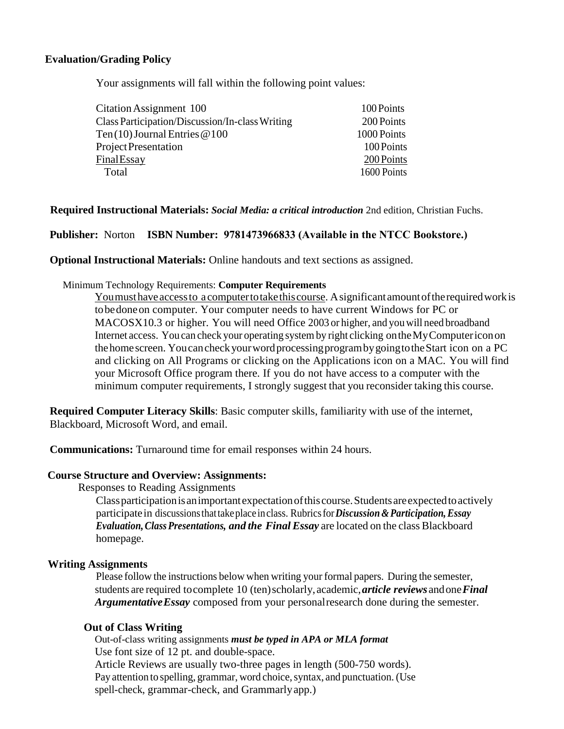**Evaluation/Grading Policy**

Your assignments will fall within the following point values:

| | |
|---|---|
| Citation Assignment 100 | 100 Points |
| Class Participation/Discussion/In-class Writing | 200 Points |
| Ten (10) Journal Entries @100 | 1000 Points |
| Project Presentation | 100 Points |
| Final Essay | 200 Points |
| Total | 1600 Points |

**Required Instructional Materials:** ***Social Media: a critical introduction*** 2nd edition, Christian Fuchs.

**Publisher:** Norton **ISBN Number: 9781473966833 (Available in the NTCC Bookstore.)**

**Optional Instructional Materials:** Online handouts and text sections as assigned.

Minimum Technology Requirements: **Computer Requirements**

You must have access to a computer to take this course. A significant amount of the required work is to be done on computer. Your computer needs to have current Windows for PC or MACOSX10.3 or higher. You will need Office 2003 or higher, and you will need broadband Internet access. You can check your operating system by right clicking on the My Computer icon on the home screen. You can check your word processing program by going to the Start icon on a PC and clicking on All Programs or clicking on the Applications icon on a MAC. You will find your Microsoft Office program there. If you do not have access to a computer with the minimum computer requirements, I strongly suggest that you reconsider taking this course.

**Required Computer Literacy Skills**: Basic computer skills, familiarity with use of the internet, Blackboard, Microsoft Word, and email.

**Communications:** Turnaround time for email responses within 24 hours.

**Course Structure and Overview: Assignments:**

Responses to Reading Assignments

Class participation is an important expectation of this course. Students are expected to actively participate in discussions that take place in class. Rubrics for ***Discussion & Participation, Essay Evaluation, Class Presentations, and the Final Essay*** are located on the class Blackboard homepage.

**Writing Assignments**

Please follow the instructions below when writing your formal papers. During the semester, students are required to complete 10 (ten) scholarly, academic, ***article reviews*** and one ***Final Argumentative Essay*** composed from your personal research done during the semester.

**Out of Class Writing**

Out-of-class writing assignments ***must be typed in APA or MLA format***
Use font size of 12 pt. and double-space.
Article Reviews are usually two-three pages in length (500-750 words).
Pay attention to spelling, grammar, word choice, syntax, and punctuation. (Use spell-check, grammar-check, and Grammarly app.)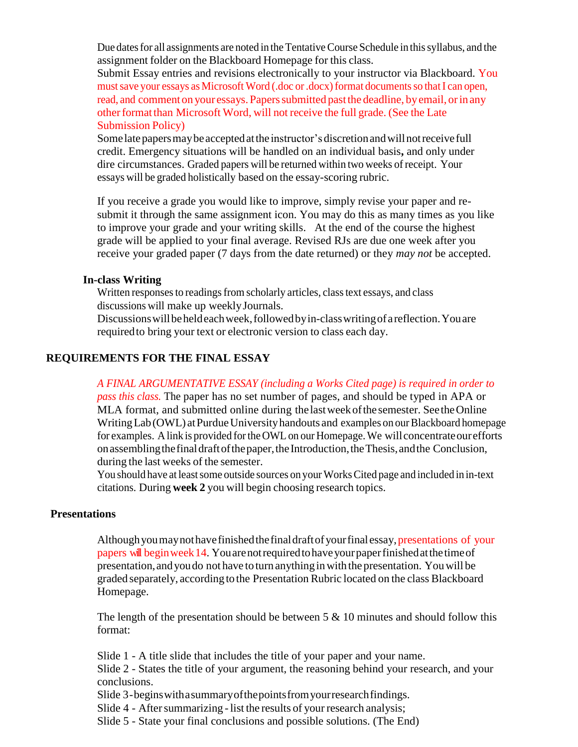Due dates for all assignments are noted in the Tentative Course Schedule in this syllabus, and the assignment folder on the Blackboard Homepage for this class.

Submit Essay entries and revisions electronically to your instructor via Blackboard. You must save your essays as Microsoft Word (.doc or .docx) format documents so that I can open, read, and comment on your essays. Papers submitted past the deadline, by email, or in any other format than Microsoft Word, will not receive the full grade. (See the Late Submission Policy)

Some late papers may be accepted at the instructor's discretion and will not receive full credit. Emergency situations will be handled on an individual basis**,** and only under dire circumstances. Graded papers will be returned within two weeks of receipt. Your essays will be graded holistically based on the essay-scoring rubric.

If you receive a grade you would like to improve, simply revise your paper and re-submit it through the same assignment icon. You may do this as many times as you like to improve your grade and your writing skills. At the end of the course the highest grade will be applied to your final average. Revised RJs are due one week after you receive your graded paper (7 days from the date returned) or they *may not* be accepted.

### In-class Writing

Written responses to readings from scholarly articles, class text essays, and class discussions will make up weekly Journals.

Discussions will be held each week, followed by in-class writing of a reflection. You are required to bring your text or electronic version to class each day.

## REQUIREMENTS FOR THE FINAL ESSAY

*A FINAL ARGUMENTATIVE ESSAY (including a Works Cited page) is required in order to pass this class.* The paper has no set number of pages, and should be typed in APA or MLA format, and submitted online during the last week of the semester. See the Online Writing Lab (OWL) at Purdue University handouts and examples on our Blackboard homepage for examples. A link is provided for the OWL on our Homepage. We will concentrate our efforts on assembling the final draft of the paper, the Introduction, the Thesis, and the Conclusion, during the last weeks of the semester.

You should have at least some outside sources on your Works Cited page and included in in-text citations. During **week 2** you will begin choosing research topics.

### Presentations

Although you may not have finished the final draft of your final essay, presentations of your papers will begin week 14. You are not required to have your paper finished at the time of presentation, and you do not have to turn anything in with the presentation. You will be graded separately, according to the Presentation Rubric located on the class Blackboard Homepage.

The length of the presentation should be between 5 & 10 minutes and should follow this format:

Slide 1 - A title slide that includes the title of your paper and your name.
Slide 2 - States the title of your argument, the reasoning behind your research, and your conclusions.
Slide 3 - begins with a summary of the points from your research findings.
Slide 4 - After summarizing - list the results of your research analysis;
Slide 5 - State your final conclusions and possible solutions. (The End)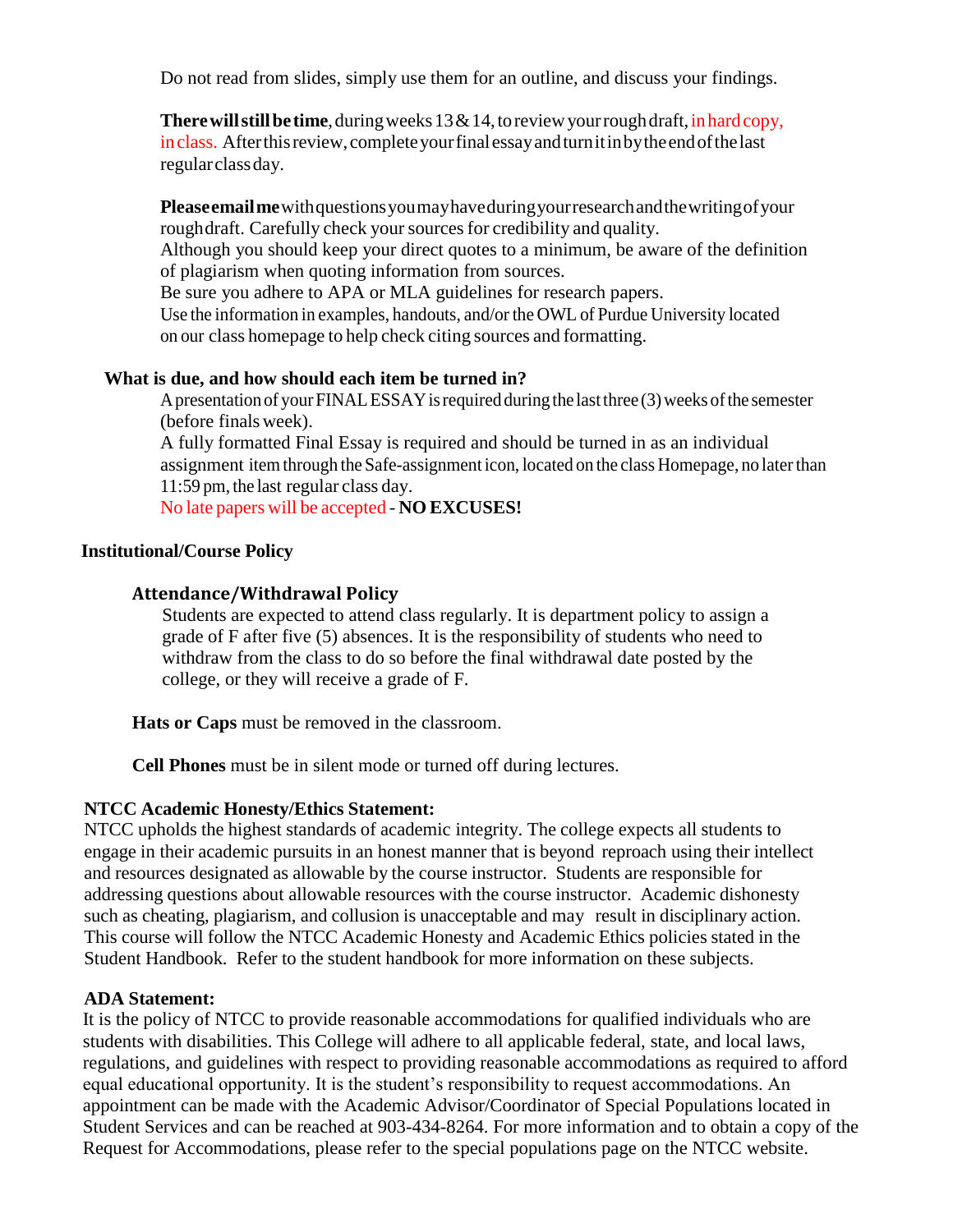Do not read from slides, simply use them for an outline, and discuss your findings.

**There will still be time**, during weeks 13 & 14, to review your rough draft, in hard copy, in class. After this review, complete your final essay and turn it in by the end of the last regular class day.

**Please email me** with questions you may have during your research and the writing of your rough draft. Carefully check your sources for credibility and quality.
Although you should keep your direct quotes to a minimum, be aware of the definition of plagiarism when quoting information from sources.
Be sure you adhere to APA or MLA guidelines for research papers.
Use the information in examples, handouts, and/or the OWL of Purdue University located on our class homepage to help check citing sources and formatting.

**What is due, and how should each item be turned in?**

A presentation of your FINAL ESSAY is required during the last three (3) weeks of the semester (before finals week).
A fully formatted Final Essay is required and should be turned in as an individual assignment item through the Safe-assignment icon, located on the class Homepage, no later than 11:59 pm, the last regular class day.
No late papers will be accepted - **NO EXCUSES!**

## Institutional/Course Policy

### Attendance/Withdrawal Policy

Students are expected to attend class regularly. It is department policy to assign a grade of F after five (5) absences. It is the responsibility of students who need to withdraw from the class to do so before the final withdrawal date posted by the college, or they will receive a grade of F.

**Hats or Caps** must be removed in the classroom.

**Cell Phones** must be in silent mode or turned off during lectures.

### NTCC Academic Honesty/Ethics Statement:

NTCC upholds the highest standards of academic integrity. The college expects all students to engage in their academic pursuits in an honest manner that is beyond reproach using their intellect and resources designated as allowable by the course instructor. Students are responsible for addressing questions about allowable resources with the course instructor. Academic dishonesty such as cheating, plagiarism, and collusion is unacceptable and may result in disciplinary action. This course will follow the NTCC Academic Honesty and Academic Ethics policies stated in the Student Handbook. Refer to the student handbook for more information on these subjects.

### ADA Statement:

It is the policy of NTCC to provide reasonable accommodations for qualified individuals who are students with disabilities. This College will adhere to all applicable federal, state, and local laws, regulations, and guidelines with respect to providing reasonable accommodations as required to afford equal educational opportunity. It is the student's responsibility to request accommodations. An appointment can be made with the Academic Advisor/Coordinator of Special Populations located in Student Services and can be reached at 903-434-8264. For more information and to obtain a copy of the Request for Accommodations, please refer to the special populations page on the NTCC website.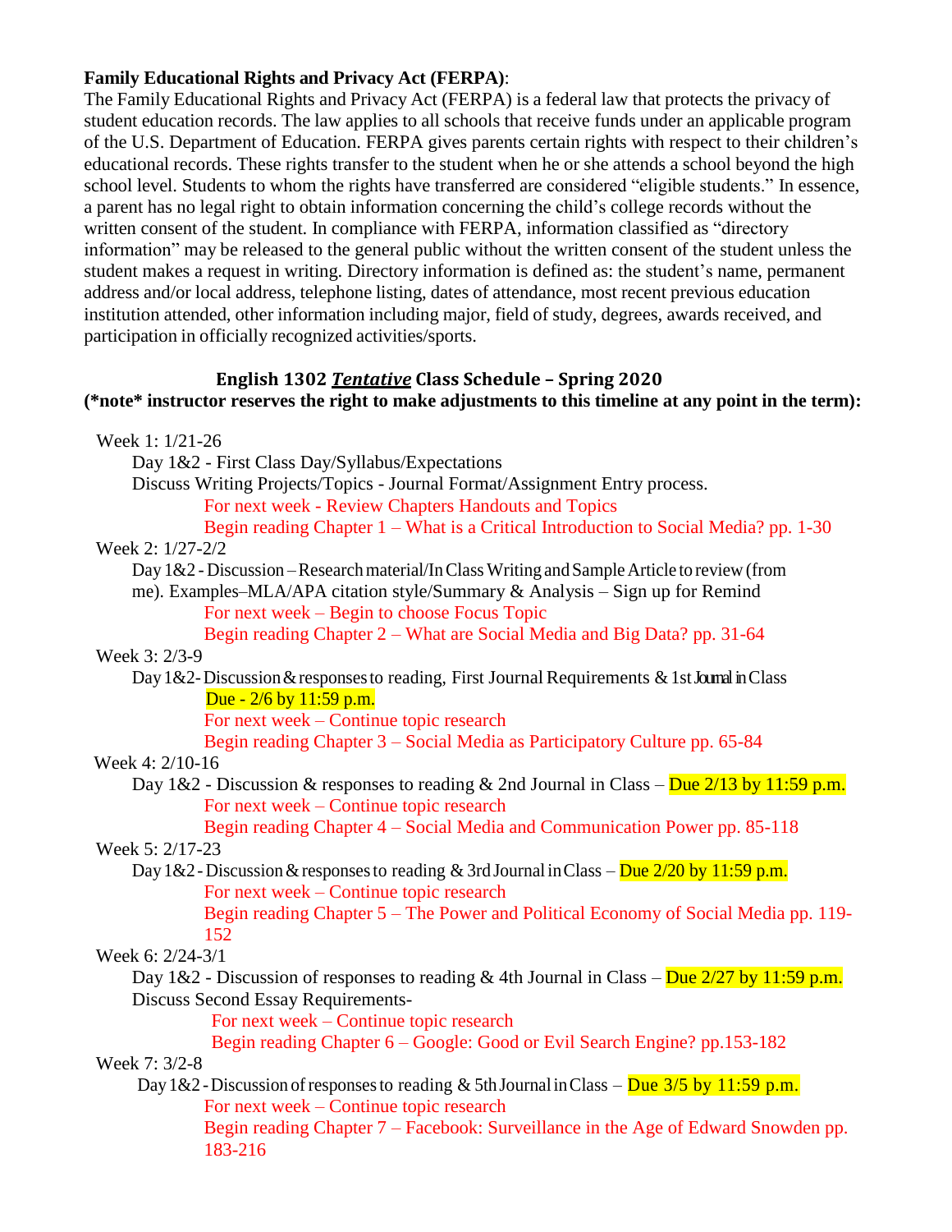**Family Educational Rights and Privacy Act (FERPA)**:

The Family Educational Rights and Privacy Act (FERPA) is a federal law that protects the privacy of student education records. The law applies to all schools that receive funds under an applicable program of the U.S. Department of Education. FERPA gives parents certain rights with respect to their children's educational records. These rights transfer to the student when he or she attends a school beyond the high school level. Students to whom the rights have transferred are considered "eligible students." In essence, a parent has no legal right to obtain information concerning the child's college records without the written consent of the student. In compliance with FERPA, information classified as "directory information" may be released to the general public without the written consent of the student unless the student makes a request in writing. Directory information is defined as: the student's name, permanent address and/or local address, telephone listing, dates of attendance, most recent previous education institution attended, other information including major, field of study, degrees, awards received, and participation in officially recognized activities/sports.

## English 1302 ***Tentative*** Class Schedule – Spring 2020

**(\*note\* instructor reserves the right to make adjustments to this timeline at any point in the term):**

Week 1: 1/21-26

- Day 1&2 - First Class Day/Syllabus/Expectations
- Discuss Writing Projects/Topics - Journal Format/Assignment Entry process.
  - For next week - Review Chapters Handouts and Topics
  - Begin reading Chapter 1 – What is a Critical Introduction to Social Media? pp. 1-30

Week 2: 1/27-2/2

- Day 1&2 - Discussion – Research material/In Class Writing and Sample Article to review (from me). Examples–MLA/APA citation style/Summary & Analysis – Sign up for Remind
  - For next week – Begin to choose Focus Topic
  - Begin reading Chapter 2 – What are Social Media and Big Data? pp. 31-64

Week 3: 2/3-9

- Day 1&2 - Discussion & responses to reading, First Journal Requirements & 1st Journal in Class
  - Due - 2/6 by 11:59 p.m.
  - For next week – Continue topic research
  - Begin reading Chapter 3 – Social Media as Participatory Culture pp. 65-84

Week 4: 2/10-16

- Day 1&2 - Discussion & responses to reading & 2nd Journal in Class – Due 2/13 by 11:59 p.m.
  - For next week – Continue topic research
  - Begin reading Chapter 4 – Social Media and Communication Power pp. 85-118

Week 5: 2/17-23

- Day 1&2 - Discussion & responses to reading & 3rd Journal in Class – Due 2/20 by 11:59 p.m.
  - For next week – Continue topic research
  - Begin reading Chapter 5 – The Power and Political Economy of Social Media pp. 119-152

Week 6: 2/24-3/1

- Day 1&2 - Discussion of responses to reading & 4th Journal in Class – Due 2/27 by 11:59 p.m.
- Discuss Second Essay Requirements-
  - For next week – Continue topic research
  - Begin reading Chapter 6 – Google: Good or Evil Search Engine? pp.153-182

Week 7: 3/2-8

- Day 1&2 - Discussion of responses to reading & 5th Journal in Class – Due 3/5 by 11:59 p.m.
  - For next week – Continue topic research
  - Begin reading Chapter 7 – Facebook: Surveillance in the Age of Edward Snowden pp. 183-216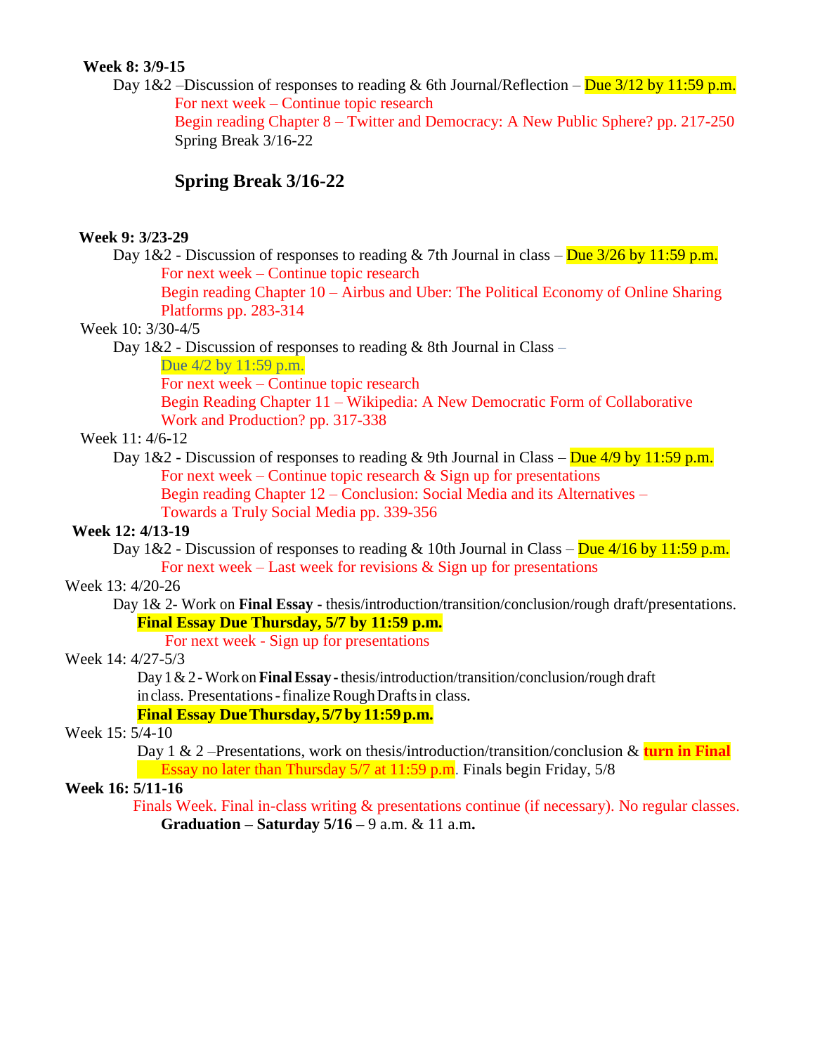**Week 8: 3/9-15**

Day 1&2 –Discussion of responses to reading & 6th Journal/Reflection – Due 3/12 by 11:59 p.m.

For next week – Continue topic research

Begin reading Chapter 8 – Twitter and Democracy: A New Public Sphere? pp. 217-250

Spring Break 3/16-22

**Spring Break 3/16-22**

**Week 9: 3/23-29**

Day 1&2 - Discussion of responses to reading & 7th Journal in class – Due 3/26 by 11:59 p.m.

For next week – Continue topic research

Begin reading Chapter 10 – Airbus and Uber: The Political Economy of Online Sharing Platforms pp. 283-314

Week 10: 3/30-4/5

Day 1&2 - Discussion of responses to reading & 8th Journal in Class –

Due 4/2 by 11:59 p.m.

For next week – Continue topic research

Begin Reading Chapter 11 – Wikipedia: A New Democratic Form of Collaborative Work and Production? pp. 317-338

Week 11: 4/6-12

Day 1&2 - Discussion of responses to reading & 9th Journal in Class – Due 4/9 by 11:59 p.m.

For next week – Continue topic research & Sign up for presentations

Begin reading Chapter 12 – Conclusion: Social Media and its Alternatives – Towards a Truly Social Media pp. 339-356

**Week 12: 4/13-19**

Day 1&2 - Discussion of responses to reading & 10th Journal in Class – Due 4/16 by 11:59 p.m.

For next week – Last week for revisions & Sign up for presentations

Week 13: 4/20-26

Day 1& 2- Work on **Final Essay -** thesis/introduction/transition/conclusion/rough draft/presentations.

**Final Essay Due Thursday, 5/7 by 11:59 p.m.**

For next week - Sign up for presentations

Week 14: 4/27-5/3

Day 1 & 2 - Work on **Final Essay -** thesis/introduction/transition/conclusion/rough draft in class. Presentations - finalize Rough Drafts in class.

**Final Essay Due Thursday, 5/7 by 11:59 p.m.**

Week 15: 5/4-10

Day 1 & 2 –Presentations, work on thesis/introduction/transition/conclusion & **turn in Final** Essay no later than Thursday 5/7 at 11:59 p.m. Finals begin Friday, 5/8

**Week 16: 5/11-16**

Finals Week. Final in-class writing & presentations continue (if necessary). No regular classes.

**Graduation – Saturday 5/16 –** 9 a.m. & 11 a.m**.**